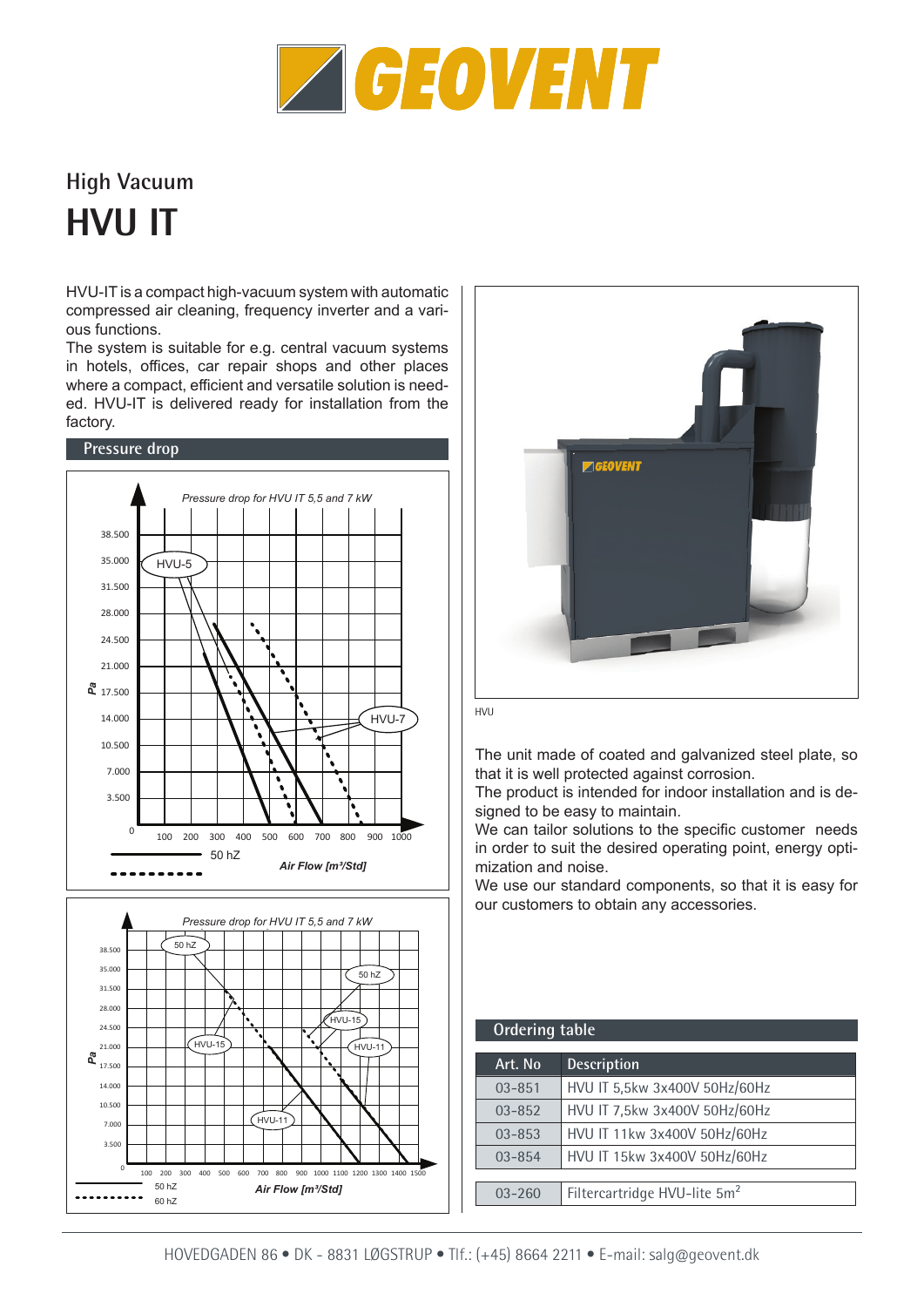# GEOVENT

## High Vacuum

# HVU IT

HVU-IT is a compact high-vacuum system with automatic compressed air cleaning, frequency inverter and a various functions.

The system is suitable for e.g. central vacuum systems in hotels, offices, car repair shops and other places where a compact, efficient and versatile solution is needed. HVU-IT is delivered ready for installation from the factory.

### Pressure drop

Pressure drop for HVU IT 5,5 and 7 kW

Pressure drop for HVU IT 5,5 and 7 kW

HVU

The unit made of coated and galvanized steel plate, so that it is well protected against corrosion.

The product is intended for indoor installation and is designed to be easy to maintain.

We can tailor solutions to the specific customer needs in order to suit the desired operating point, energy optimization and noise.

We use our standard components, so that it is easy for our customers to obtain any accessories.

### Ordering table

| Art. No | Description |
|---|---|
| 03-851 | HVU IT 5,5kw 3x400V 50Hz/60Hz |
| 03-852 | HVU IT 7,5kw 3x400V 50Hz/60Hz |
| 03-853 | HVU IT 11kw 3x400V 50Hz/60Hz |
| 03-854 | HVU IT 15kw 3x400V 50Hz/60Hz |
| 03-260 | Filtercartridge HVU-lite 5m² |

HOVEDGADEN 86 • DK - 8831 LØGSTRUP • Tlf.: (+45) 8664 2211 • E-mail: salg@geovent.dk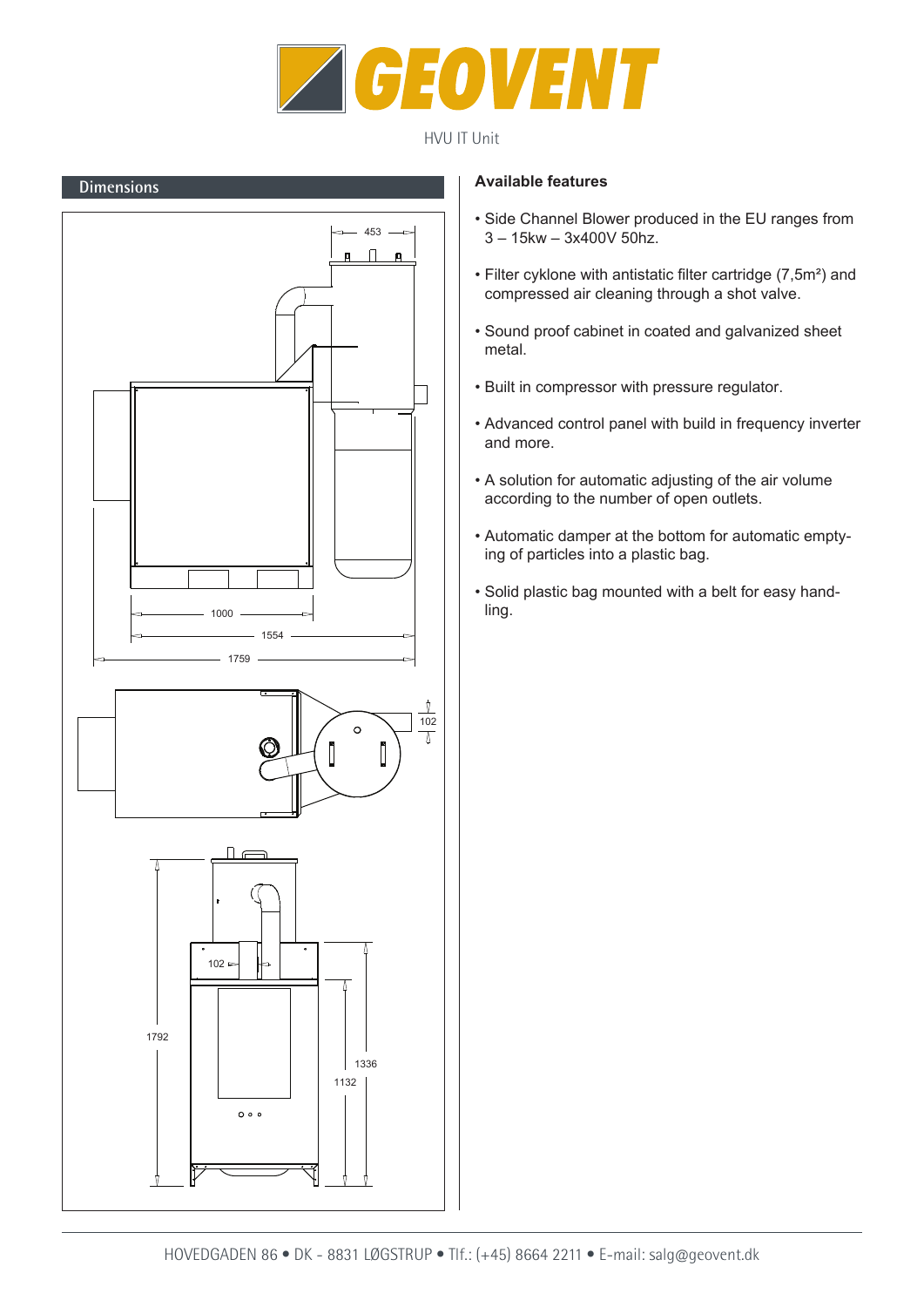# GEOVENT

HVU IT Unit

## Dimensions

453

1000

1554

1759

102

102

1792

1336

1132

## Available features

- Side Channel Blower produced in the EU ranges from 3 – 15kw – 3x400V 50hz.
- Filter cyklone with antistatic filter cartridge (7,5m²) and compressed air cleaning through a shot valve.
- Sound proof cabinet in coated and galvanized sheet metal.
- Built in compressor with pressure regulator.
- Advanced control panel with build in frequency inverter and more.
- A solution for automatic adjusting of the air volume according to the number of open outlets.
- Automatic damper at the bottom for automatic emptying of particles into a plastic bag.
- Solid plastic bag mounted with a belt for easy handling.

HOVEDGADEN 86 • DK - 8831 LØGSTRUP • Tlf.: (+45) 8664 2211 • E-mail: salg@geovent.dk